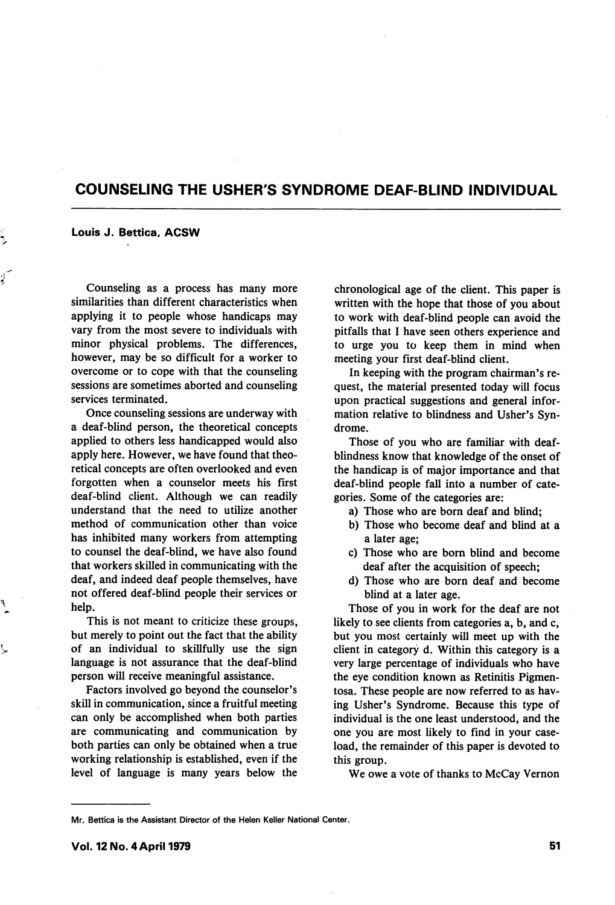# COUNSELING THE USHER'S SYNDROME DEAF-BLIND INDIVIDUAL

**Louis J. Bettica, ACSW**

Counseling as a process has many more similarities than different characteristics when applying it to people whose handicaps may vary from the most severe to individuals with minor physical problems. The differences, however, may be so difficult for a worker to overcome or to cope with that the counseling sessions are sometimes aborted and counseling services terminated.

Once counseling sessions are underway with a deaf-blind person, the theoretical concepts applied to others less handicapped would also apply here. However, we have found that theoretical concepts are often overlooked and even forgotten when a counselor meets his first deaf-blind client. Although we can readily understand that the need to utilize another method of communication other than voice has inhibited many workers from attempting to counsel the deaf-blind, we have also found that workers skilled in communicating with the deaf, and indeed deaf people themselves, have not offered deaf-blind people their services or help.

This is not meant to criticize these groups, but merely to point out the fact that the ability of an individual to skillfully use the sign language is not assurance that the deaf-blind person will receive meaningful assistance.

Factors involved go beyond the counselor's skill in communication, since a fruitful meeting can only be accomplished when both parties are communicating and communication by both parties can only be obtained when a true working relationship is established, even if the level of language is many years below the chronological age of the client. This paper is written with the hope that those of you about to work with deaf-blind people can avoid the pitfalls that I have seen others experience and to urge you to keep them in mind when meeting your first deaf-blind client.

In keeping with the program chairman's request, the material presented today will focus upon practical suggestions and general information relative to blindness and Usher's Syndrome.

Those of you who are familiar with deaf-blindness know that knowledge of the onset of the handicap is of major importance and that deaf-blind people fall into a number of categories. Some of the categories are:

a) Those who are born deaf and blind;
b) Those who become deaf and blind at a later age;
c) Those who are born blind and become deaf after the acquisition of speech;
d) Those who are born deaf and become blind at a later age.

Those of you in work for the deaf are not likely to see clients from categories a, b, and c, but you most certainly will meet up with the client in category d. Within this category is a very large percentage of individuals who have the eye condition known as Retinitis Pigmentosa. These people are now referred to as having Usher's Syndrome. Because this type of individual is the one least understood, and the one you are most likely to find in your caseload, the remainder of this paper is devoted to this group.

We owe a vote of thanks to McCay Vernon

---

Mr. Bettica is the Assistant Director of the Helen Keller National Center.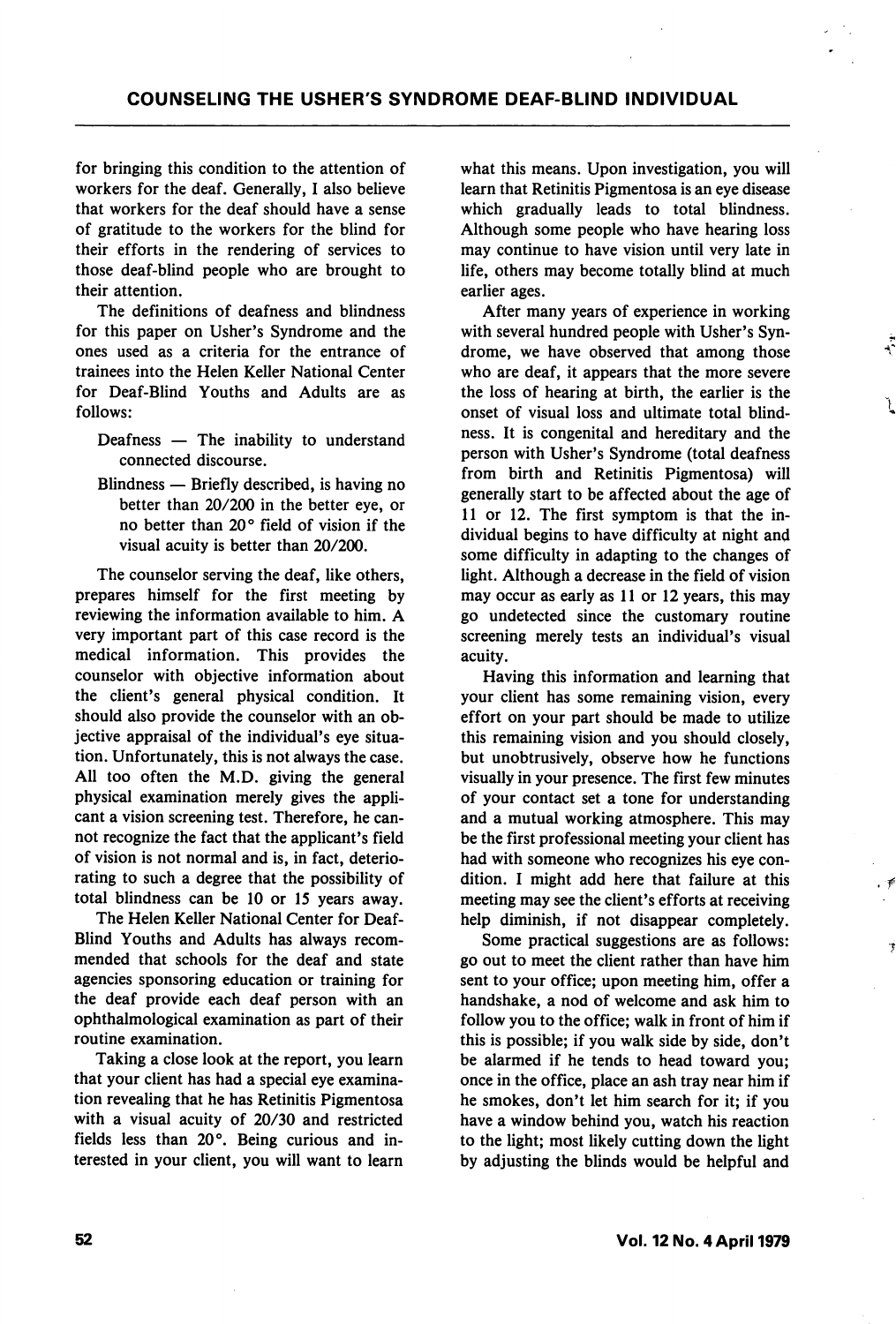for bringing this condition to the attention of workers for the deaf. Generally, I also believe that workers for the deaf should have a sense of gratitude to the workers for the blind for their efforts in the rendering of services to those deaf-blind people who are brought to their attention.

The definitions of deafness and blindness for this paper on Usher's Syndrome and the ones used as a criteria for the entrance of trainees into the Helen Keller National Center for Deaf-Blind Youths and Adults are as follows:

> Deafness — The inability to understand connected discourse.
>
> Blindness — Briefly described, is having no better than 20/200 in the better eye, or no better than 20° field of vision if the visual acuity is better than 20/200.

The counselor serving the deaf, like others, prepares himself for the first meeting by reviewing the information available to him. A very important part of this case record is the medical information. This provides the counselor with objective information about the client's general physical condition. It should also provide the counselor with an objective appraisal of the individual's eye situation. Unfortunately, this is not always the case. All too often the M.D. giving the general physical examination merely gives the applicant a vision screening test. Therefore, he cannot recognize the fact that the applicant's field of vision is not normal and is, in fact, deteriorating to such a degree that the possibility of total blindness can be 10 or 15 years away.

The Helen Keller National Center for Deaf-Blind Youths and Adults has always recommended that schools for the deaf and state agencies sponsoring education or training for the deaf provide each deaf person with an ophthalmological examination as part of their routine examination.

Taking a close look at the report, you learn that your client has had a special eye examination revealing that he has Retinitis Pigmentosa with a visual acuity of 20/30 and restricted fields less than 20°. Being curious and interested in your client, you will want to learn what this means. Upon investigation, you will learn that Retinitis Pigmentosa is an eye disease which gradually leads to total blindness. Although some people who have hearing loss may continue to have vision until very late in life, others may become totally blind at much earlier ages.

After many years of experience in working with several hundred people with Usher's Syndrome, we have observed that among those who are deaf, it appears that the more severe the loss of hearing at birth, the earlier is the onset of visual loss and ultimate total blindness. It is congenital and hereditary and the person with Usher's Syndrome (total deafness from birth and Retinitis Pigmentosa) will generally start to be affected about the age of 11 or 12. The first symptom is that the individual begins to have difficulty at night and some difficulty in adapting to the changes of light. Although a decrease in the field of vision may occur as early as 11 or 12 years, this may go undetected since the customary routine screening merely tests an individual's visual acuity.

Having this information and learning that your client has some remaining vision, every effort on your part should be made to utilize this remaining vision and you should closely, but unobtrusively, observe how he functions visually in your presence. The first few minutes of your contact set a tone for understanding and a mutual working atmosphere. This may be the first professional meeting your client has had with someone who recognizes his eye condition. I might add here that failure at this meeting may see the client's efforts at receiving help diminish, if not disappear completely.

Some practical suggestions are as follows: go out to meet the client rather than have him sent to your office; upon meeting him, offer a handshake, a nod of welcome and ask him to follow you to the office; walk in front of him if this is possible; if you walk side by side, don't be alarmed if he tends to head toward you; once in the office, place an ash tray near him if he smokes, don't let him search for it; if you have a window behind you, watch his reaction to the light; most likely cutting down the light by adjusting the blinds would be helpful and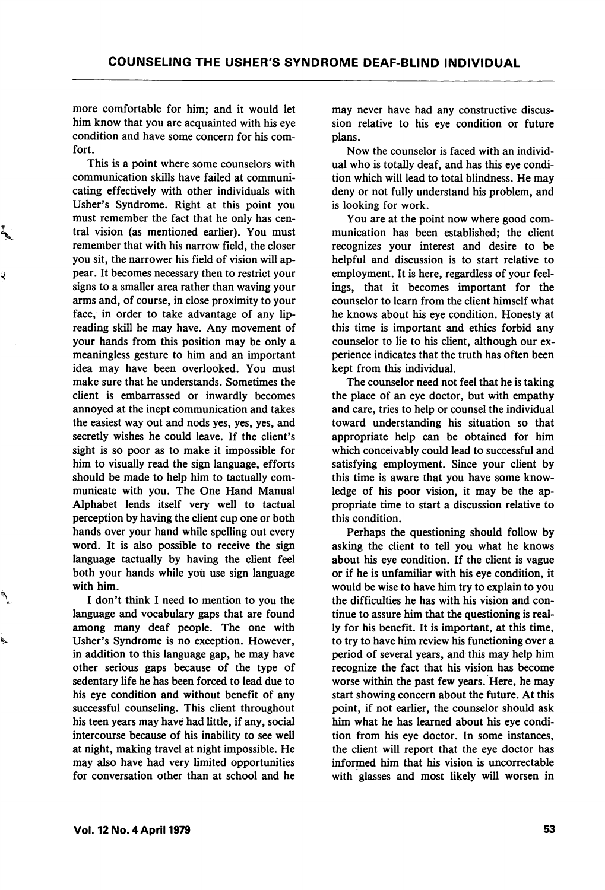more comfortable for him; and it would let him know that you are acquainted with his eye condition and have some concern for his comfort.

This is a point where some counselors with communication skills have failed at communicating effectively with other individuals with Usher's Syndrome. Right at this point you must remember the fact that he only has central vision (as mentioned earlier). You must remember that with his narrow field, the closer you sit, the narrower his field of vision will appear. It becomes necessary then to restrict your signs to a smaller area rather than waving your arms and, of course, in close proximity to your face, in order to take advantage of any lipreading skill he may have. Any movement of your hands from this position may be only a meaningless gesture to him and an important idea may have been overlooked. You must make sure that he understands. Sometimes the client is embarrassed or inwardly becomes annoyed at the inept communication and takes the easiest way out and nods yes, yes, yes, and secretly wishes he could leave. If the client's sight is so poor as to make it impossible for him to visually read the sign language, efforts should be made to help him to tactually communicate with you. The One Hand Manual Alphabet lends itself very well to tactual perception by having the client cup one or both hands over your hand while spelling out every word. It is also possible to receive the sign language tactually by having the client feel both your hands while you use sign language with him.

I don't think I need to mention to you the language and vocabulary gaps that are found among many deaf people. The one with Usher's Syndrome is no exception. However, in addition to this language gap, he may have other serious gaps because of the type of sedentary life he has been forced to lead due to his eye condition and without benefit of any successful counseling. This client throughout his teen years may have had little, if any, social intercourse because of his inability to see well at night, making travel at night impossible. He may also have had very limited opportunities for conversation other than at school and he may never have had any constructive discussion relative to his eye condition or future plans.

Now the counselor is faced with an individual who is totally deaf, and has this eye condition which will lead to total blindness. He may deny or not fully understand his problem, and is looking for work.

You are at the point now where good communication has been established; the client recognizes your interest and desire to be helpful and discussion is to start relative to employment. It is here, regardless of your feelings, that it becomes important for the counselor to learn from the client himself what he knows about his eye condition. Honesty at this time is important and ethics forbid any counselor to lie to his client, although our experience indicates that the truth has often been kept from this individual.

The counselor need not feel that he is taking the place of an eye doctor, but with empathy and care, tries to help or counsel the individual toward understanding his situation so that appropriate help can be obtained for him which conceivably could lead to successful and satisfying employment. Since your client by this time is aware that you have some knowledge of his poor vision, it may be the appropriate time to start a discussion relative to this condition.

Perhaps the questioning should follow by asking the client to tell you what he knows about his eye condition. If the client is vague or if he is unfamiliar with his eye condition, it would be wise to have him try to explain to you the difficulties he has with his vision and continue to assure him that the questioning is really for his benefit. It is important, at this time, to try to have him review his functioning over a period of several years, and this may help him recognize the fact that his vision has become worse within the past few years. Here, he may start showing concern about the future. At this point, if not earlier, the counselor should ask him what he has learned about his eye condition from his eye doctor. In some instances, the client will report that the eye doctor has informed him that his vision is uncorrectable with glasses and most likely will worsen in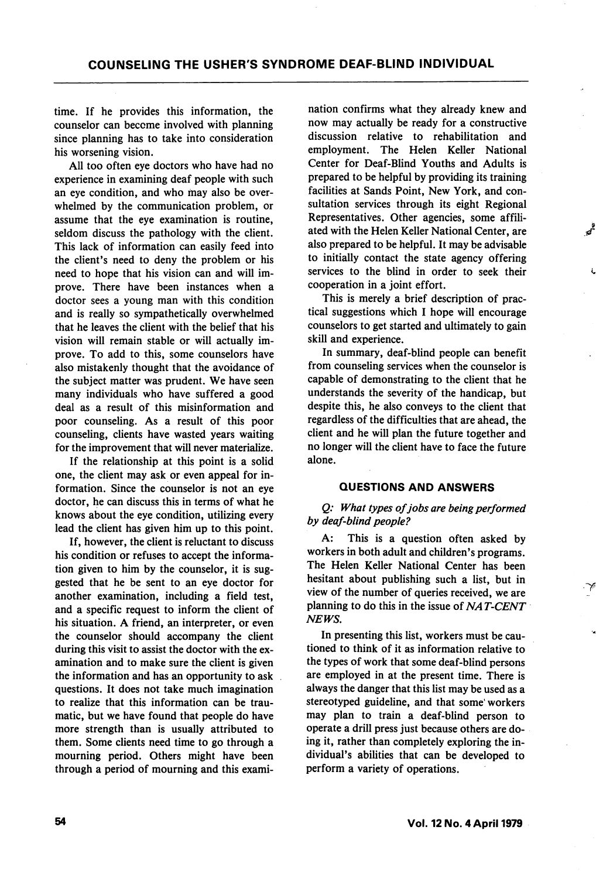time. If he provides this information, the counselor can become involved with planning since planning has to take into consideration his worsening vision.

All too often eye doctors who have had no experience in examining deaf people with such an eye condition, and who may also be overwhelmed by the communication problem, or assume that the eye examination is routine, seldom discuss the pathology with the client. This lack of information can easily feed into the client's need to deny the problem or his need to hope that his vision can and will improve. There have been instances when a doctor sees a young man with this condition and is really so sympathetically overwhelmed that he leaves the client with the belief that his vision will remain stable or will actually improve. To add to this, some counselors have also mistakenly thought that the avoidance of the subject matter was prudent. We have seen many individuals who have suffered a good deal as a result of this misinformation and poor counseling. As a result of this poor counseling, clients have wasted years waiting for the improvement that will never materialize.

If the relationship at this point is a solid one, the client may ask or even appeal for information. Since the counselor is not an eye doctor, he can discuss this in terms of what he knows about the eye condition, utilizing every lead the client has given him up to this point.

If, however, the client is reluctant to discuss his condition or refuses to accept the information given to him by the counselor, it is suggested that he be sent to an eye doctor for another examination, including a field test, and a specific request to inform the client of his situation. A friend, an interpreter, or even the counselor should accompany the client during this visit to assist the doctor with the examination and to make sure the client is given the information and has an opportunity to ask questions. It does not take much imagination to realize that this information can be traumatic, but we have found that people do have more strength than is usually attributed to them. Some clients need time to go through a mourning period. Others might have been through a period of mourning and this examination confirms what they already knew and now may actually be ready for a constructive discussion relative to rehabilitation and employment. The Helen Keller National Center for Deaf-Blind Youths and Adults is prepared to be helpful by providing its training facilities at Sands Point, New York, and consultation services through its eight Regional Representatives. Other agencies, some affiliated with the Helen Keller National Center, are also prepared to be helpful. It may be advisable to initially contact the state agency offering services to the blind in order to seek their cooperation in a joint effort.

This is merely a brief description of practical suggestions which I hope will encourage counselors to get started and ultimately to gain skill and experience.

In summary, deaf-blind people can benefit from counseling services when the counselor is capable of demonstrating to the client that he understands the severity of the handicap, but despite this, he also conveys to the client that regardless of the difficulties that are ahead, the client and he will plan the future together and no longer will the client have to face the future alone.

## QUESTIONS AND ANSWERS

*Q: What types of jobs are being performed by deaf-blind people?*

A: This is a question often asked by workers in both adult and children's programs. The Helen Keller National Center has been hesitant about publishing such a list, but in view of the number of queries received, we are planning to do this in the issue of *NAT-CENT NEWS.*

In presenting this list, workers must be cautioned to think of it as information relative to the types of work that some deaf-blind persons are employed in at the present time. There is always the danger that this list may be used as a stereotyped guideline, and that some workers may plan to train a deaf-blind person to operate a drill press just because others are doing it, rather than completely exploring the individual's abilities that can be developed to perform a variety of operations.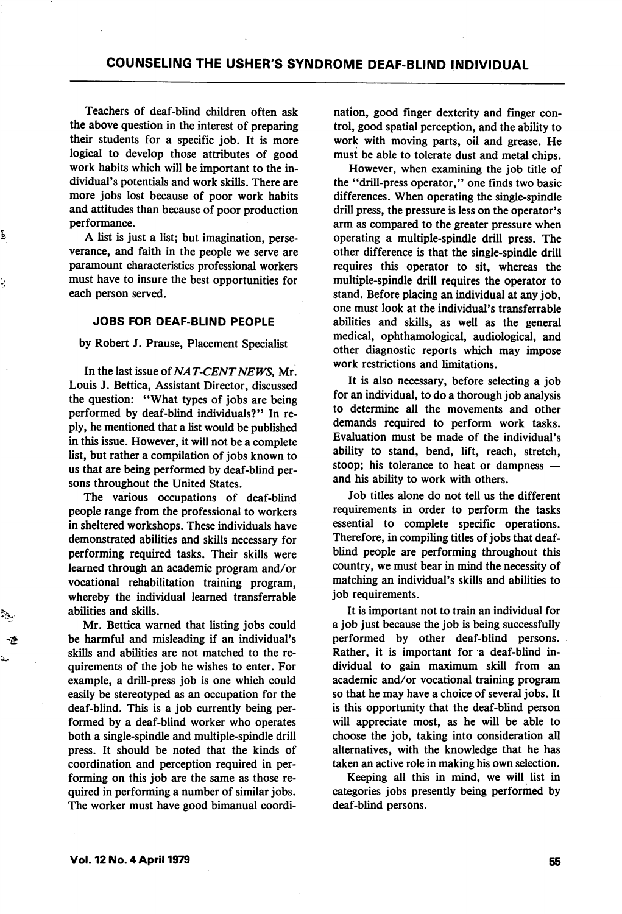Teachers of deaf-blind children often ask the above question in the interest of preparing their students for a specific job. It is more logical to develop those attributes of good work habits which will be important to the individual's potentials and work skills. There are more jobs lost because of poor work habits and attitudes than because of poor production performance.

A list is just a list; but imagination, perseverance, and faith in the people we serve are paramount characteristics professional workers must have to insure the best opportunities for each person served.

## JOBS FOR DEAF-BLIND PEOPLE

by Robert J. Prause, Placement Specialist

In the last issue of *NAT-CENT NEWS*, Mr. Louis J. Bettica, Assistant Director, discussed the question: "What types of jobs are being performed by deaf-blind individuals?" In reply, he mentioned that a list would be published in this issue. However, it will not be a complete list, but rather a compilation of jobs known to us that are being performed by deaf-blind persons throughout the United States.

The various occupations of deaf-blind people range from the professional to workers in sheltered workshops. These individuals have demonstrated abilities and skills necessary for performing required tasks. Their skills were learned through an academic program and/or vocational rehabilitation training program, whereby the individual learned transferrable abilities and skills.

Mr. Bettica warned that listing jobs could be harmful and misleading if an individual's skills and abilities are not matched to the requirements of the job he wishes to enter. For example, a drill-press job is one which could easily be stereotyped as an occupation for the deaf-blind. This is a job currently being performed by a deaf-blind worker who operates both a single-spindle and multiple-spindle drill press. It should be noted that the kinds of coordination and perception required in performing on this job are the same as those required in performing a number of similar jobs. The worker must have good bimanual coordination, good finger dexterity and finger control, good spatial perception, and the ability to work with moving parts, oil and grease. He must be able to tolerate dust and metal chips.

However, when examining the job title of the "drill-press operator," one finds two basic differences. When operating the single-spindle drill press, the pressure is less on the operator's arm as compared to the greater pressure when operating a multiple-spindle drill press. The other difference is that the single-spindle drill requires this operator to sit, whereas the multiple-spindle drill requires the operator to stand. Before placing an individual at any job, one must look at the individual's transferrable abilities and skills, as well as the general medical, ophthamological, audiological, and other diagnostic reports which may impose work restrictions and limitations.

It is also necessary, before selecting a job for an individual, to do a thorough job analysis to determine all the movements and other demands required to perform work tasks. Evaluation must be made of the individual's ability to stand, bend, lift, reach, stretch, stoop; his tolerance to heat or dampness — and his ability to work with others.

Job titles alone do not tell us the different requirements in order to perform the tasks essential to complete specific operations. Therefore, in compiling titles of jobs that deaf-blind people are performing throughout this country, we must bear in mind the necessity of matching an individual's skills and abilities to job requirements.

It is important not to train an individual for a job just because the job is being successfully performed by other deaf-blind persons. Rather, it is important for a deaf-blind individual to gain maximum skill from an academic and/or vocational training program so that he may have a choice of several jobs. It is this opportunity that the deaf-blind person will appreciate most, as he will be able to choose the job, taking into consideration all alternatives, with the knowledge that he has taken an active role in making his own selection.

Keeping all this in mind, we will list in categories jobs presently being performed by deaf-blind persons.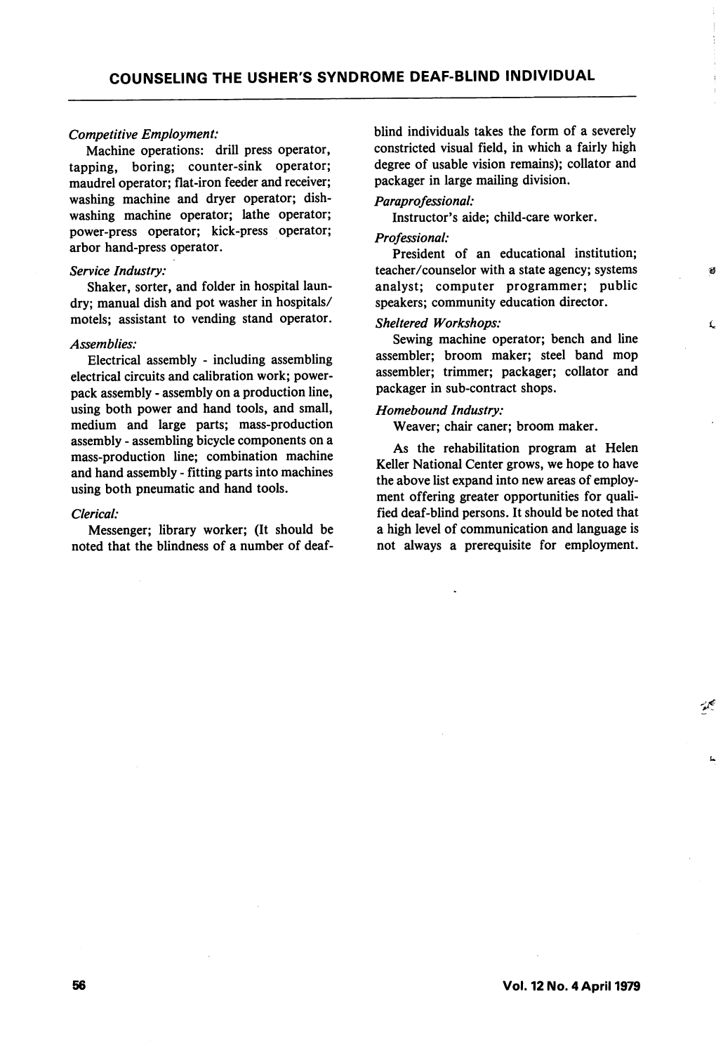*Competitive Employment:*

Machine operations: drill press operator, tapping, boring; counter-sink operator; maudrel operator; flat-iron feeder and receiver; washing machine and dryer operator; dish-washing machine operator; lathe operator; power-press operator; kick-press operator; arbor hand-press operator.

*Service Industry:*

Shaker, sorter, and folder in hospital laundry; manual dish and pot washer in hospitals/motels; assistant to vending stand operator.

*Assemblies:*

Electrical assembly - including assembling electrical circuits and calibration work; power-pack assembly - assembly on a production line, using both power and hand tools, and small, medium and large parts; mass-production assembly - assembling bicycle components on a mass-production line; combination machine and hand assembly - fitting parts into machines using both pneumatic and hand tools.

*Clerical:*

Messenger; library worker; (It should be noted that the blindness of a number of deaf-blind individuals takes the form of a severely constricted visual field, in which a fairly high degree of usable vision remains); collator and packager in large mailing division.

*Paraprofessional:*

Instructor's aide; child-care worker.

*Professional:*

President of an educational institution; teacher/counselor with a state agency; systems analyst; computer programmer; public speakers; community education director.

*Sheltered Workshops:*

Sewing machine operator; bench and line assembler; broom maker; steel band mop assembler; trimmer; packager; collator and packager in sub-contract shops.

*Homebound Industry:*

Weaver; chair caner; broom maker.

As the rehabilitation program at Helen Keller National Center grows, we hope to have the above list expand into new areas of employment offering greater opportunities for qualified deaf-blind persons. It should be noted that a high level of communication and language is not always a prerequisite for employment.